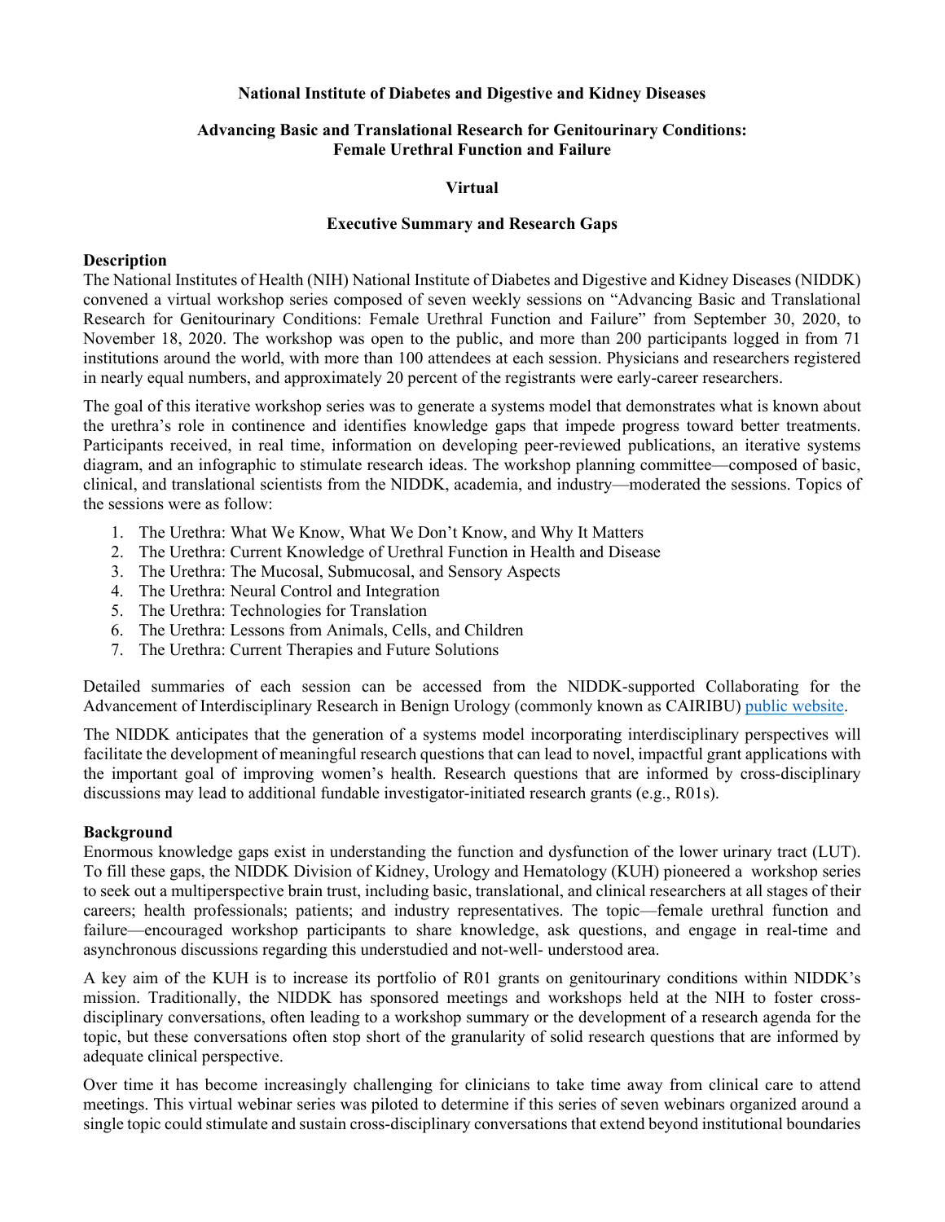**National Institute of Diabetes and Digestive and Kidney Diseases**

**Advancing Basic and Translational Research for Genitourinary Conditions: Female Urethral Function and Failure**

**Virtual**

**Executive Summary and Research Gaps**

## Description

The National Institutes of Health (NIH) National Institute of Diabetes and Digestive and Kidney Diseases (NIDDK) convened a virtual workshop series composed of seven weekly sessions on "Advancing Basic and Translational Research for Genitourinary Conditions: Female Urethral Function and Failure" from September 30, 2020, to November 18, 2020. The workshop was open to the public, and more than 200 participants logged in from 71 institutions around the world, with more than 100 attendees at each session. Physicians and researchers registered in nearly equal numbers, and approximately 20 percent of the registrants were early-career researchers.

The goal of this iterative workshop series was to generate a systems model that demonstrates what is known about the urethra's role in continence and identifies knowledge gaps that impede progress toward better treatments. Participants received, in real time, information on developing peer-reviewed publications, an iterative systems diagram, and an infographic to stimulate research ideas. The workshop planning committee—composed of basic, clinical, and translational scientists from the NIDDK, academia, and industry—moderated the sessions. Topics of the sessions were as follow:

1. The Urethra: What We Know, What We Don't Know, and Why It Matters
2. The Urethra: Current Knowledge of Urethral Function in Health and Disease
3. The Urethra: The Mucosal, Submucosal, and Sensory Aspects
4. The Urethra: Neural Control and Integration
5. The Urethra: Technologies for Translation
6. The Urethra: Lessons from Animals, Cells, and Children
7. The Urethra: Current Therapies and Future Solutions

Detailed summaries of each session can be accessed from the NIDDK-supported Collaborating for the Advancement of Interdisciplinary Research in Benign Urology (commonly known as CAIRIBU) public website.

The NIDDK anticipates that the generation of a systems model incorporating interdisciplinary perspectives will facilitate the development of meaningful research questions that can lead to novel, impactful grant applications with the important goal of improving women's health. Research questions that are informed by cross-disciplinary discussions may lead to additional fundable investigator-initiated research grants (e.g., R01s).

## Background

Enormous knowledge gaps exist in understanding the function and dysfunction of the lower urinary tract (LUT). To fill these gaps, the NIDDK Division of Kidney, Urology and Hematology (KUH) pioneered a workshop series to seek out a multiperspective brain trust, including basic, translational, and clinical researchers at all stages of their careers; health professionals; patients; and industry representatives. The topic—female urethral function and failure—encouraged workshop participants to share knowledge, ask questions, and engage in real-time and asynchronous discussions regarding this understudied and not-well- understood area.

A key aim of the KUH is to increase its portfolio of R01 grants on genitourinary conditions within NIDDK's mission. Traditionally, the NIDDK has sponsored meetings and workshops held at the NIH to foster cross-disciplinary conversations, often leading to a workshop summary or the development of a research agenda for the topic, but these conversations often stop short of the granularity of solid research questions that are informed by adequate clinical perspective.

Over time it has become increasingly challenging for clinicians to take time away from clinical care to attend meetings. This virtual webinar series was piloted to determine if this series of seven webinars organized around a single topic could stimulate and sustain cross-disciplinary conversations that extend beyond institutional boundaries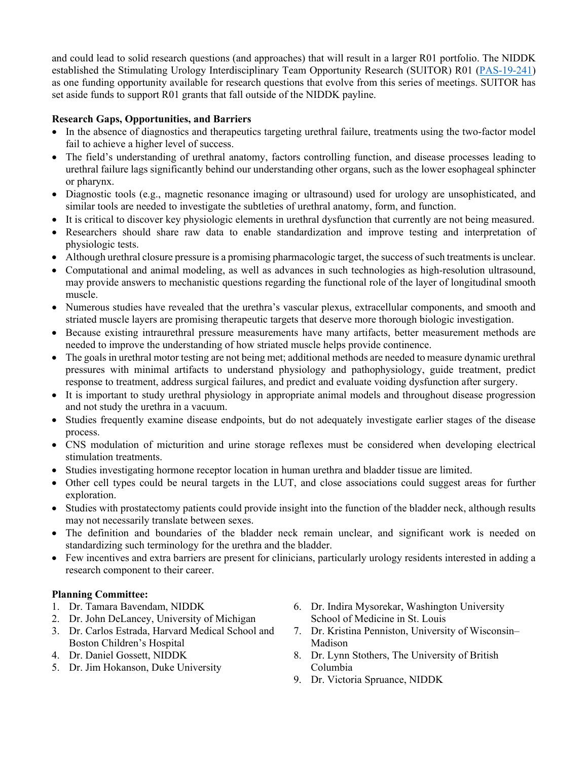and could lead to solid research questions (and approaches) that will result in a larger R01 portfolio. The NIDDK established the Stimulating Urology Interdisciplinary Team Opportunity Research (SUITOR) R01 ([PAS-19-241](PAS-19-241)) as one funding opportunity available for research questions that evolve from this series of meetings. SUITOR has set aside funds to support R01 grants that fall outside of the NIDDK payline.

**Research Gaps, Opportunities, and Barriers**

- In the absence of diagnostics and therapeutics targeting urethral failure, treatments using the two-factor model fail to achieve a higher level of success.
- The field's understanding of urethral anatomy, factors controlling function, and disease processes leading to urethral failure lags significantly behind our understanding other organs, such as the lower esophageal sphincter or pharynx.
- Diagnostic tools (e.g., magnetic resonance imaging or ultrasound) used for urology are unsophisticated, and similar tools are needed to investigate the subtleties of urethral anatomy, form, and function.
- It is critical to discover key physiologic elements in urethral dysfunction that currently are not being measured.
- Researchers should share raw data to enable standardization and improve testing and interpretation of physiologic tests.
- Although urethral closure pressure is a promising pharmacologic target, the success of such treatments is unclear.
- Computational and animal modeling, as well as advances in such technologies as high-resolution ultrasound, may provide answers to mechanistic questions regarding the functional role of the layer of longitudinal smooth muscle.
- Numerous studies have revealed that the urethra's vascular plexus, extracellular components, and smooth and striated muscle layers are promising therapeutic targets that deserve more thorough biologic investigation.
- Because existing intraurethral pressure measurements have many artifacts, better measurement methods are needed to improve the understanding of how striated muscle helps provide continence.
- The goals in urethral motor testing are not being met; additional methods are needed to measure dynamic urethral pressures with minimal artifacts to understand physiology and pathophysiology, guide treatment, predict response to treatment, address surgical failures, and predict and evaluate voiding dysfunction after surgery.
- It is important to study urethral physiology in appropriate animal models and throughout disease progression and not study the urethra in a vacuum.
- Studies frequently examine disease endpoints, but do not adequately investigate earlier stages of the disease process.
- CNS modulation of micturition and urine storage reflexes must be considered when developing electrical stimulation treatments.
- Studies investigating hormone receptor location in human urethra and bladder tissue are limited.
- Other cell types could be neural targets in the LUT, and close associations could suggest areas for further exploration.
- Studies with prostatectomy patients could provide insight into the function of the bladder neck, although results may not necessarily translate between sexes.
- The definition and boundaries of the bladder neck remain unclear, and significant work is needed on standardizing such terminology for the urethra and the bladder.
- Few incentives and extra barriers are present for clinicians, particularly urology residents interested in adding a research component to their career.

**Planning Committee:**

1. Dr. Tamara Bavendam, NIDDK
2. Dr. John DeLancey, University of Michigan
3. Dr. Carlos Estrada, Harvard Medical School and Boston Children's Hospital
4. Dr. Daniel Gossett, NIDDK
5. Dr. Jim Hokanson, Duke University
6. Dr. Indira Mysorekar, Washington University School of Medicine in St. Louis
7. Dr. Kristina Penniston, University of Wisconsin–Madison
8. Dr. Lynn Stothers, The University of British Columbia
9. Dr. Victoria Spruance, NIDDK